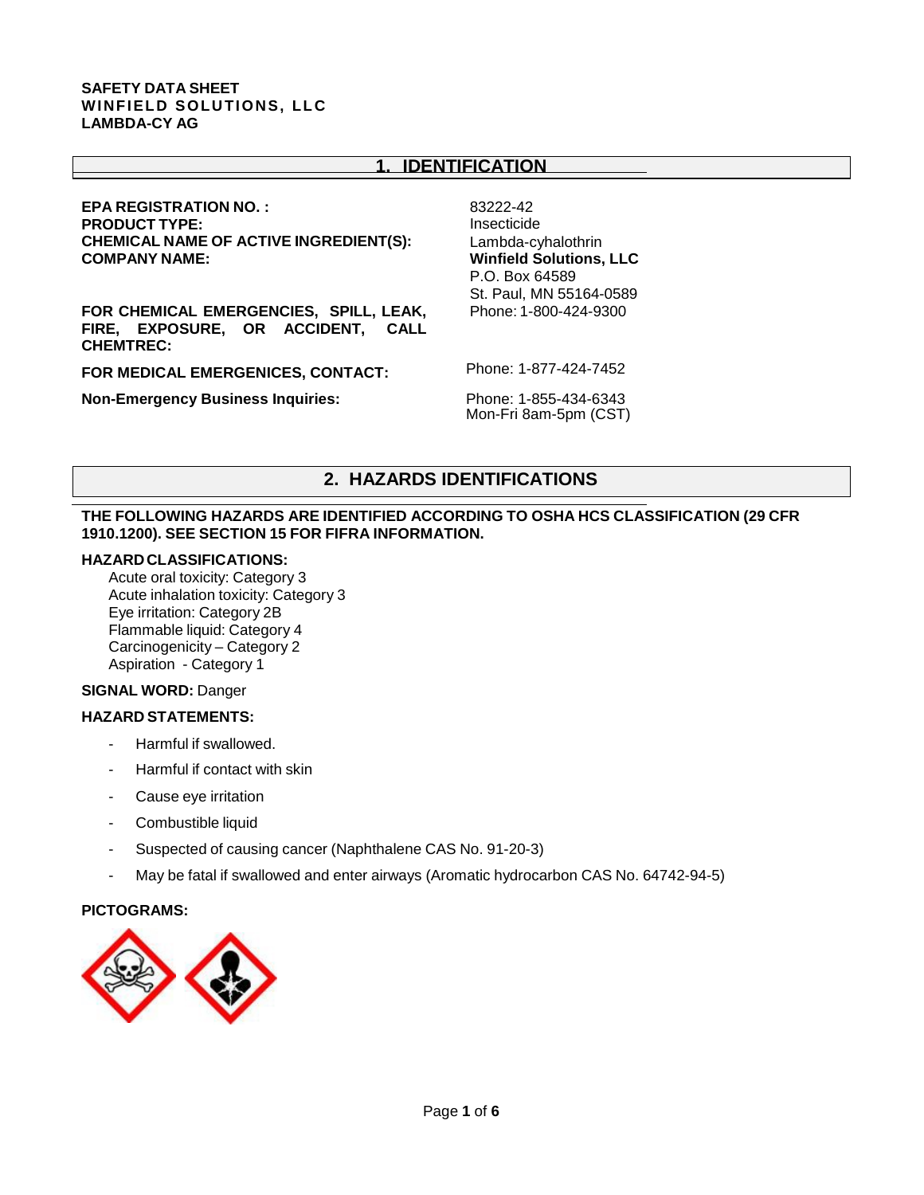**SAFETY DATA SHEET**
**WINFIELD SOLUTIONS, LLC**
**LAMBDA-CY AG**

## 1. IDENTIFICATION

| | |
|---|---|
| **EPA REGISTRATION NO. :** | 83222-42 |
| **PRODUCT TYPE:** | Insecticide |
| **CHEMICAL NAME OF ACTIVE INGREDIENT(S):** | Lambda-cyhalothrin |
| **COMPANY NAME:** | **Winfield Solutions, LLC**<br>P.O. Box 64589<br>St. Paul, MN 55164-0589 |
| **FOR CHEMICAL EMERGENCIES, SPILL, LEAK, FIRE, EXPOSURE, OR ACCIDENT, CALL CHEMTREC:** | Phone: 1-800-424-9300 |
| **FOR MEDICAL EMERGENICES, CONTACT:** | Phone: 1-877-424-7452 |
| **Non-Emergency Business Inquiries:** | Phone: 1-855-434-6343<br>Mon-Fri 8am-5pm (CST) |

## 2. HAZARDS IDENTIFICATIONS

**THE FOLLOWING HAZARDS ARE IDENTIFIED ACCORDING TO OSHA HCS CLASSIFICATION (29 CFR 1910.1200). SEE SECTION 15 FOR FIFRA INFORMATION.**

**HAZARD CLASSIFICATIONS:**

Acute oral toxicity: Category 3
Acute inhalation toxicity: Category 3
Eye irritation: Category 2B
Flammable liquid: Category 4
Carcinogenicity – Category 2
Aspiration - Category 1

**SIGNAL WORD:** Danger

**HAZARD STATEMENTS:**

- Harmful if swallowed.
- Harmful if contact with skin
- Cause eye irritation
- Combustible liquid
- Suspected of causing cancer (Naphthalene CAS No. 91-20-3)
- May be fatal if swallowed and enter airways (Aromatic hydrocarbon CAS No. 64742-94-5)

**PICTOGRAMS:**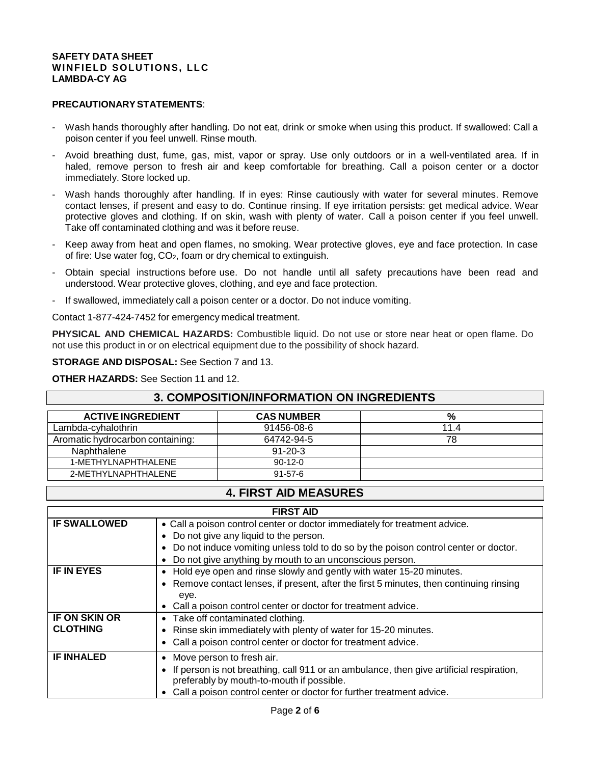**PRECAUTIONARY STATEMENTS**:

- Wash hands thoroughly after handling. Do not eat, drink or smoke when using this product. If swallowed: Call a poison center if you feel unwell. Rinse mouth.
- Avoid breathing dust, fume, gas, mist, vapor or spray. Use only outdoors or in a well-ventilated area. If in haled, remove person to fresh air and keep comfortable for breathing. Call a poison center or a doctor immediately. Store locked up.
- Wash hands thoroughly after handling. If in eyes: Rinse cautiously with water for several minutes. Remove contact lenses, if present and easy to do. Continue rinsing. If eye irritation persists: get medical advice. Wear protective gloves and clothing. If on skin, wash with plenty of water. Call a poison center if you feel unwell. Take off contaminated clothing and was it before reuse.
- Keep away from heat and open flames, no smoking. Wear protective gloves, eye and face protection. In case of fire: Use water fog, $CO_2$, foam or dry chemical to extinguish.
- Obtain special instructions before use. Do not handle until all safety precautions have been read and understood. Wear protective gloves, clothing, and eye and face protection.
- If swallowed, immediately call a poison center or a doctor. Do not induce vomiting.

Contact 1-877-424-7452 for emergency medical treatment.

**PHYSICAL AND CHEMICAL HAZARDS:** Combustible liquid. Do not use or store near heat or open flame. Do not use this product in or on electrical equipment due to the possibility of shock hazard.

**STORAGE AND DISPOSAL:** See Section 7 and 13.

**OTHER HAZARDS:** See Section 11 and 12.

## 3. COMPOSITION/INFORMATION ON INGREDIENTS

| ACTIVE INGREDIENT | CAS NUMBER | % |
|---|---|---|
| Lambda-cyhalothrin | 91456-08-6 | 11.4 |
| Aromatic hydrocarbon containing: | 64742-94-5 | 78 |
| Naphthalene | 91-20-3 | |
| 1-METHYLNAPHTHALENE | 90-12-0 | |
| 2-METHYLNAPHTHALENE | 91-57-6 | |

## 4. FIRST AID MEASURES

| FIRST AID | |
|---|---|
| **IF SWALLOWED** | • Call a poison control center or doctor immediately for treatment advice.<br>• Do not give any liquid to the person.<br>• Do not induce vomiting unless told to do so by the poison control center or doctor.<br>• Do not give anything by mouth to an unconscious person. |
| **IF IN EYES** | • Hold eye open and rinse slowly and gently with water 15-20 minutes.<br>• Remove contact lenses, if present, after the first 5 minutes, then continuing rinsing eye.<br>• Call a poison control center or doctor for treatment advice. |
| **IF ON SKIN OR CLOTHING** | • Take off contaminated clothing.<br>• Rinse skin immediately with plenty of water for 15-20 minutes.<br>• Call a poison control center or doctor for treatment advice. |
| **IF INHALED** | • Move person to fresh air.<br>• If person is not breathing, call 911 or an ambulance, then give artificial respiration, preferably by mouth-to-mouth if possible.<br>• Call a poison control center or doctor for further treatment advice. |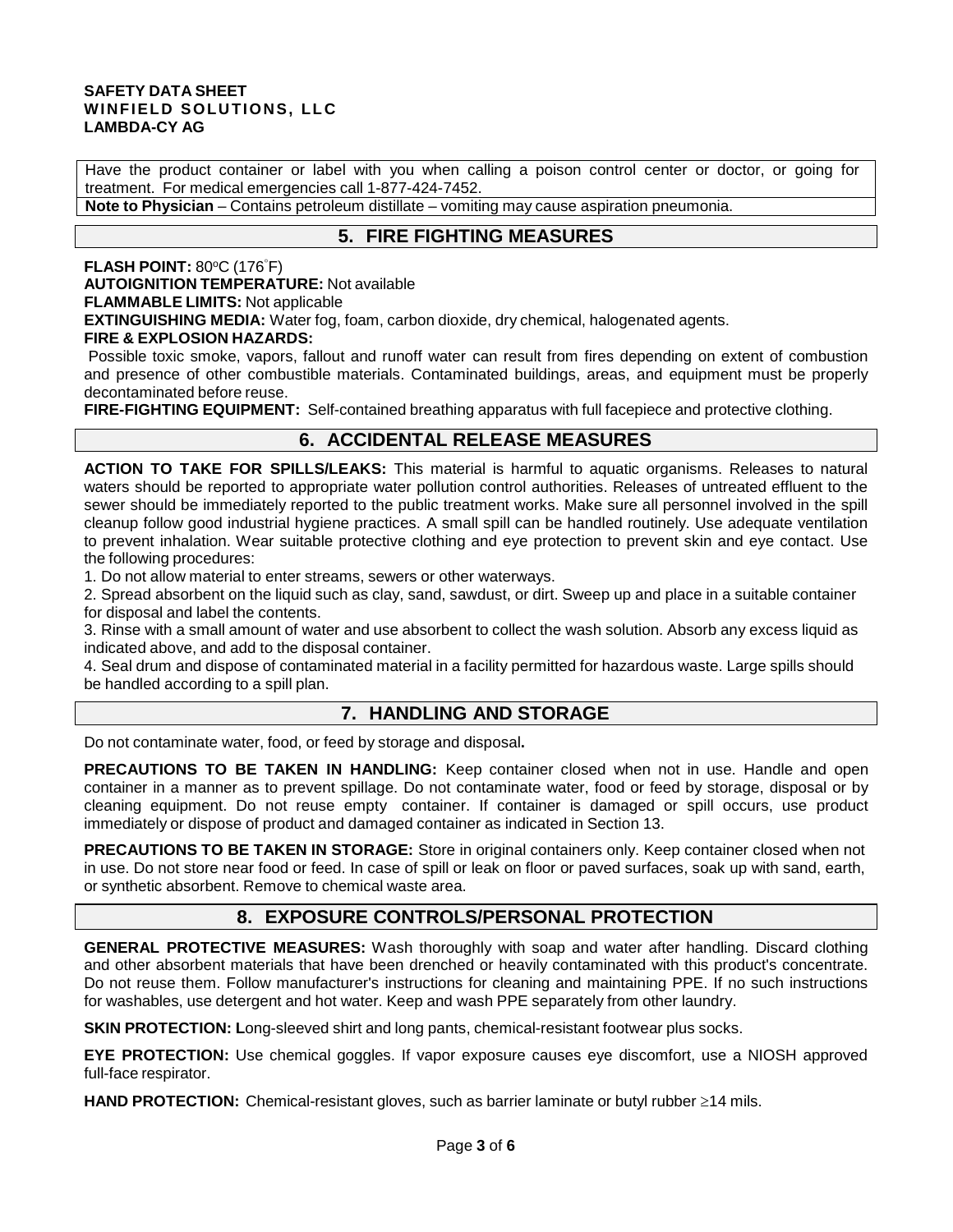Have the product container or label with you when calling a poison control center or doctor, or going for treatment. For medical emergencies call 1-877-424-7452.

**Note to Physician** – Contains petroleum distillate – vomiting may cause aspiration pneumonia.

## 5. FIRE FIGHTING MEASURES

**FLASH POINT:** 80°C (176°F)

**AUTOIGNITION TEMPERATURE:** Not available

**FLAMMABLE LIMITS:** Not applicable

**EXTINGUISHING MEDIA:** Water fog, foam, carbon dioxide, dry chemical, halogenated agents.

**FIRE & EXPLOSION HAZARDS:**

Possible toxic smoke, vapors, fallout and runoff water can result from fires depending on extent of combustion and presence of other combustible materials. Contaminated buildings, areas, and equipment must be properly decontaminated before reuse.

**FIRE-FIGHTING EQUIPMENT:** Self-contained breathing apparatus with full facepiece and protective clothing.

## 6. ACCIDENTAL RELEASE MEASURES

**ACTION TO TAKE FOR SPILLS/LEAKS:** This material is harmful to aquatic organisms. Releases to natural waters should be reported to appropriate water pollution control authorities. Releases of untreated effluent to the sewer should be immediately reported to the public treatment works. Make sure all personnel involved in the spill cleanup follow good industrial hygiene practices. A small spill can be handled routinely. Use adequate ventilation to prevent inhalation. Wear suitable protective clothing and eye protection to prevent skin and eye contact. Use the following procedures:

1. Do not allow material to enter streams, sewers or other waterways.
2. Spread absorbent on the liquid such as clay, sand, sawdust, or dirt. Sweep up and place in a suitable container for disposal and label the contents.
3. Rinse with a small amount of water and use absorbent to collect the wash solution. Absorb any excess liquid as indicated above, and add to the disposal container.
4. Seal drum and dispose of contaminated material in a facility permitted for hazardous waste. Large spills should be handled according to a spill plan.

## 7. HANDLING AND STORAGE

Do not contaminate water, food, or feed by storage and disposal**.**

**PRECAUTIONS TO BE TAKEN IN HANDLING:** Keep container closed when not in use. Handle and open container in a manner as to prevent spillage. Do not contaminate water, food or feed by storage, disposal or by cleaning equipment. Do not reuse empty container. If container is damaged or spill occurs, use product immediately or dispose of product and damaged container as indicated in Section 13.

**PRECAUTIONS TO BE TAKEN IN STORAGE:** Store in original containers only. Keep container closed when not in use. Do not store near food or feed. In case of spill or leak on floor or paved surfaces, soak up with sand, earth, or synthetic absorbent. Remove to chemical waste area.

## 8. EXPOSURE CONTROLS/PERSONAL PROTECTION

**GENERAL PROTECTIVE MEASURES:** Wash thoroughly with soap and water after handling. Discard clothing and other absorbent materials that have been drenched or heavily contaminated with this product's concentrate. Do not reuse them. Follow manufacturer's instructions for cleaning and maintaining PPE. If no such instructions for washables, use detergent and hot water. Keep and wash PPE separately from other laundry.

**SKIN PROTECTION: L**ong-sleeved shirt and long pants, chemical-resistant footwear plus socks.

**EYE PROTECTION:** Use chemical goggles. If vapor exposure causes eye discomfort, use a NIOSH approved full-face respirator.

**HAND PROTECTION:** Chemical-resistant gloves, such as barrier laminate or butyl rubber ≥14 mils.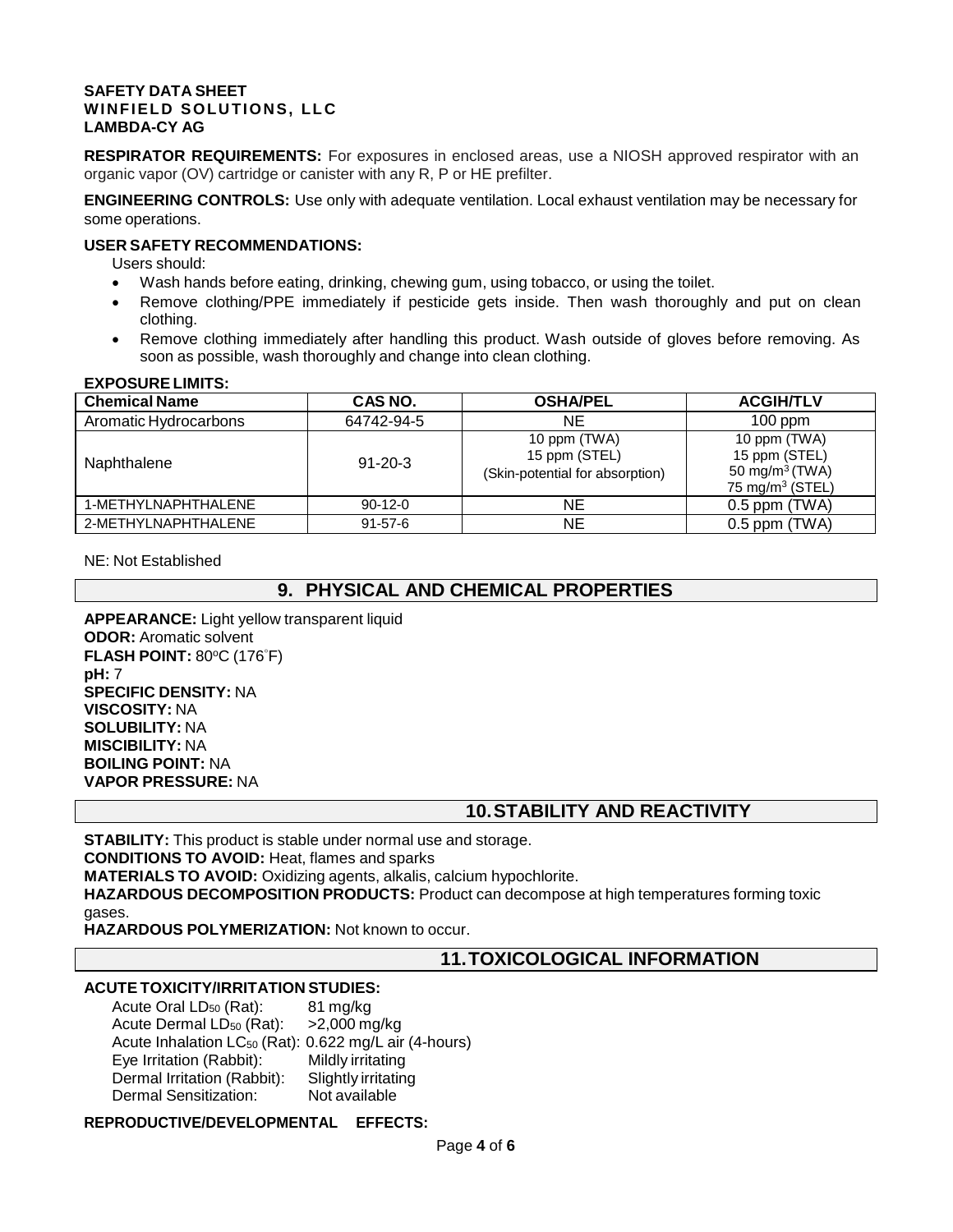**SAFETY DATA SHEET**
**WINFIELD SOLUTIONS, LLC**
**LAMBDA-CY AG**

**RESPIRATOR REQUIREMENTS:** For exposures in enclosed areas, use a NIOSH approved respirator with an organic vapor (OV) cartridge or canister with any R, P or HE prefilter.

**ENGINEERING CONTROLS:** Use only with adequate ventilation. Local exhaust ventilation may be necessary for some operations.

**USER SAFETY RECOMMENDATIONS:**

Users should:

- Wash hands before eating, drinking, chewing gum, using tobacco, or using the toilet.
- Remove clothing/PPE immediately if pesticide gets inside. Then wash thoroughly and put on clean clothing.
- Remove clothing immediately after handling this product. Wash outside of gloves before removing. As soon as possible, wash thoroughly and change into clean clothing.

**EXPOSURE LIMITS:**

| Chemical Name | CAS NO. | OSHA/PEL | ACGIH/TLV |
|---|---|---|---|
| Aromatic Hydrocarbons | 64742-94-5 | NE | 100 ppm |
| Naphthalene | 91-20-3 | 10 ppm (TWA)<br>15 ppm (STEL)<br>(Skin-potential for absorption) | 10 ppm (TWA)<br>15 ppm (STEL)<br>50 $mg/m^3$ (TWA)<br>75 $mg/m^3$ (STEL) |
| 1-METHYLNAPHTHALENE | 90-12-0 | NE | 0.5 ppm (TWA) |
| 2-METHYLNAPHTHALENE | 91-57-6 | NE | 0.5 ppm (TWA) |

NE: Not Established

## 9. PHYSICAL AND CHEMICAL PROPERTIES

**APPEARANCE:** Light yellow transparent liquid
**ODOR:** Aromatic solvent
**FLASH POINT:** 80°C (176°F)
**pH:** 7
**SPECIFIC DENSITY:** NA
**VISCOSITY:** NA
**SOLUBILITY:** NA
**MISCIBILITY:** NA
**BOILING POINT:** NA
**VAPOR PRESSURE:** NA

## 10. STABILITY AND REACTIVITY

**STABILITY:** This product is stable under normal use and storage.
**CONDITIONS TO AVOID:** Heat, flames and sparks
**MATERIALS TO AVOID:** Oxidizing agents, alkalis, calcium hypochlorite.
**HAZARDOUS DECOMPOSITION PRODUCTS:** Product can decompose at high temperatures forming toxic gases.
**HAZARDOUS POLYMERIZATION:** Not known to occur.

## 11. TOXICOLOGICAL INFORMATION

**ACUTE TOXICITY/IRRITATION STUDIES:**

Acute Oral $LD_{50}$ (Rat): 81 mg/kg
Acute Dermal $LD_{50}$ (Rat): >2,000 mg/kg
Acute Inhalation $LC_{50}$ (Rat): 0.622 mg/L air (4-hours)
Eye Irritation (Rabbit): Mildly irritating
Dermal Irritation (Rabbit): Slightly irritating
Dermal Sensitization: Not available

**REPRODUCTIVE/DEVELOPMENTAL EFFECTS:**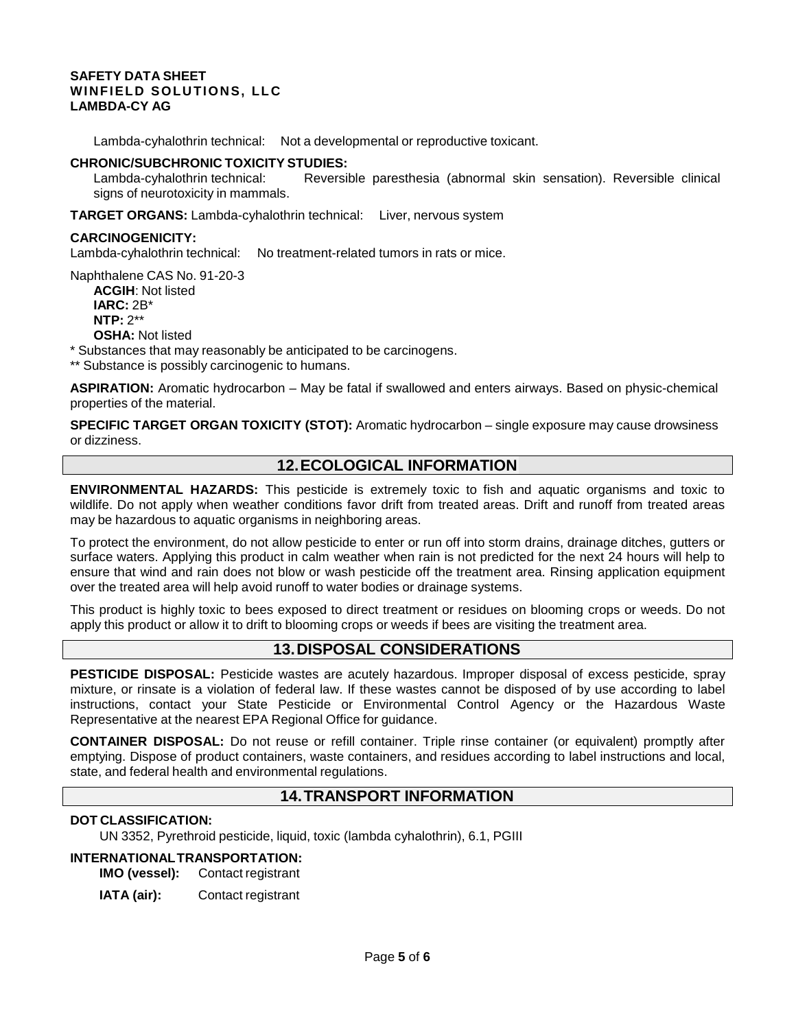Lambda-cyhalothrin technical: Not a developmental or reproductive toxicant.

**CHRONIC/SUBCHRONIC TOXICITY STUDIES:**

Lambda-cyhalothrin technical: Reversible paresthesia (abnormal skin sensation). Reversible clinical signs of neurotoxicity in mammals.

**TARGET ORGANS:** Lambda-cyhalothrin technical: Liver, nervous system

**CARCINOGENICITY:**

Lambda-cyhalothrin technical: No treatment-related tumors in rats or mice.

Naphthalene CAS No. 91-20-3

**ACGIH**: Not listed
**IARC:** 2B*
**NTP:** 2**
**OSHA:** Not listed

\* Substances that may reasonably be anticipated to be carcinogens.

\** Substance is possibly carcinogenic to humans.

**ASPIRATION:** Aromatic hydrocarbon – May be fatal if swallowed and enters airways. Based on physic-chemical properties of the material.

**SPECIFIC TARGET ORGAN TOXICITY (STOT):** Aromatic hydrocarbon – single exposure may cause drowsiness or dizziness.

## 12. ECOLOGICAL INFORMATION

**ENVIRONMENTAL HAZARDS:** This pesticide is extremely toxic to fish and aquatic organisms and toxic to wildlife. Do not apply when weather conditions favor drift from treated areas. Drift and runoff from treated areas may be hazardous to aquatic organisms in neighboring areas.

To protect the environment, do not allow pesticide to enter or run off into storm drains, drainage ditches, gutters or surface waters. Applying this product in calm weather when rain is not predicted for the next 24 hours will help to ensure that wind and rain does not blow or wash pesticide off the treatment area. Rinsing application equipment over the treated area will help avoid runoff to water bodies or drainage systems.

This product is highly toxic to bees exposed to direct treatment or residues on blooming crops or weeds. Do not apply this product or allow it to drift to blooming crops or weeds if bees are visiting the treatment area.

## 13. DISPOSAL CONSIDERATIONS

**PESTICIDE DISPOSAL:** Pesticide wastes are acutely hazardous. Improper disposal of excess pesticide, spray mixture, or rinsate is a violation of federal law. If these wastes cannot be disposed of by use according to label instructions, contact your State Pesticide or Environmental Control Agency or the Hazardous Waste Representative at the nearest EPA Regional Office for guidance.

**CONTAINER DISPOSAL:** Do not reuse or refill container. Triple rinse container (or equivalent) promptly after emptying. Dispose of product containers, waste containers, and residues according to label instructions and local, state, and federal health and environmental regulations.

## 14. TRANSPORT INFORMATION

**DOT CLASSIFICATION:**

UN 3352, Pyrethroid pesticide, liquid, toxic (lambda cyhalothrin), 6.1, PGIII

**INTERNATIONAL TRANSPORTATION:**

**IMO (vessel):** Contact registrant

**IATA (air):** Contact registrant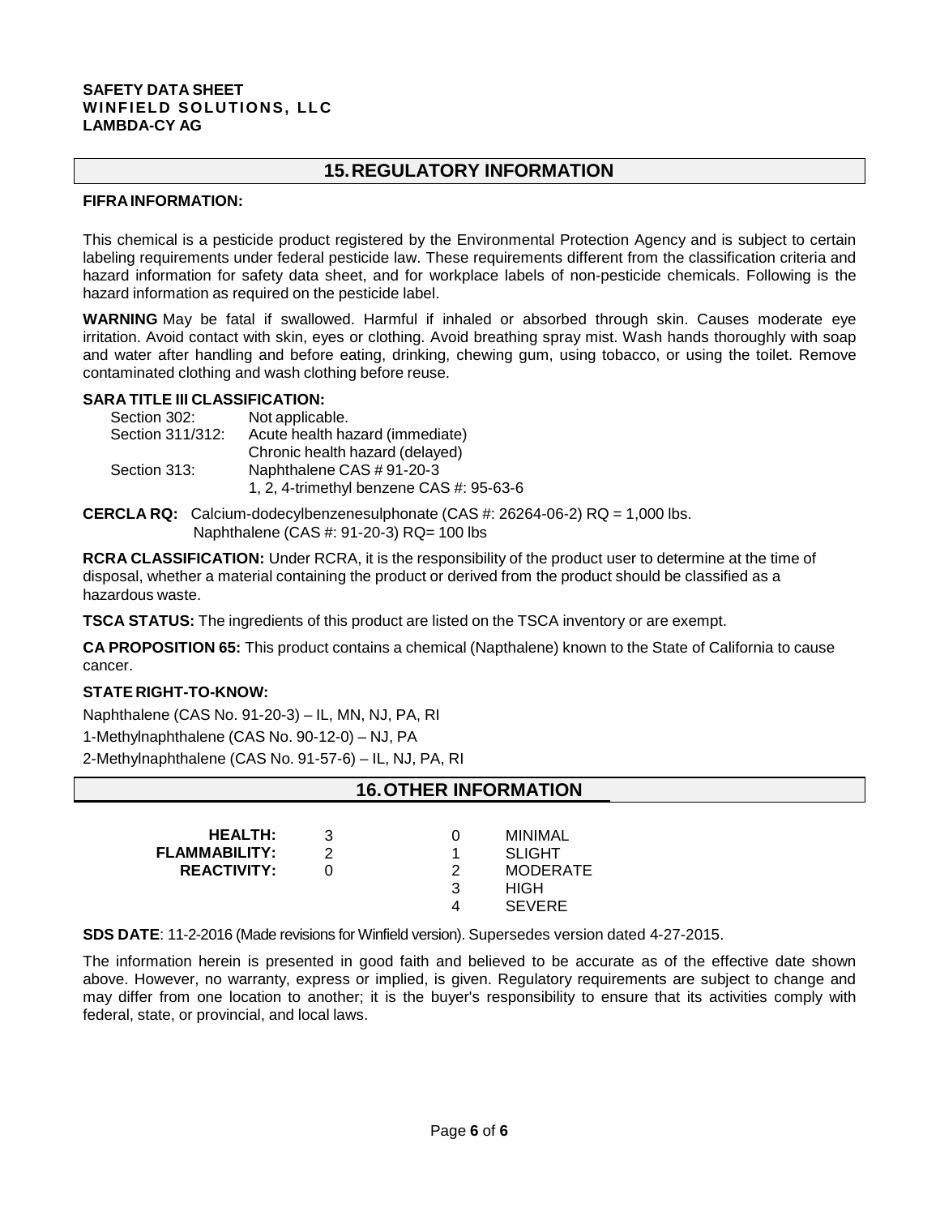**SAFETY DATA SHEET**
**WINFIELD SOLUTIONS, LLC**
**LAMBDA-CY AG**

## 15. REGULATORY INFORMATION

**FIFRA INFORMATION:**

This chemical is a pesticide product registered by the Environmental Protection Agency and is subject to certain labeling requirements under federal pesticide law. These requirements different from the classification criteria and hazard information for safety data sheet, and for workplace labels of non-pesticide chemicals. Following is the hazard information as required on the pesticide label.

**WARNING** May be fatal if swallowed. Harmful if inhaled or absorbed through skin. Causes moderate eye irritation. Avoid contact with skin, eyes or clothing. Avoid breathing spray mist. Wash hands thoroughly with soap and water after handling and before eating, drinking, chewing gum, using tobacco, or using the toilet. Remove contaminated clothing and wash clothing before reuse.

**SARA TITLE III CLASSIFICATION:**

| | |
|---|---|
| Section 302: | Not applicable. |
| Section 311/312: | Acute health hazard (immediate)<br>Chronic health hazard (delayed) |
| Section 313: | Naphthalene CAS # 91-20-3<br>1, 2, 4-trimethyl benzene CAS #: 95-63-6 |

**CERCLA RQ:** Calcium-dodecylbenzenesulphonate (CAS #: 26264-06-2) RQ = 1,000 lbs.
Naphthalene (CAS #: 91-20-3) RQ= 100 lbs

**RCRA CLASSIFICATION:** Under RCRA, it is the responsibility of the product user to determine at the time of disposal, whether a material containing the product or derived from the product should be classified as a hazardous waste.

**TSCA STATUS:** The ingredients of this product are listed on the TSCA inventory or are exempt.

**CA PROPOSITION 65:** This product contains a chemical (Napthalene) known to the State of California to cause cancer.

**STATE RIGHT-TO-KNOW:**

Naphthalene (CAS No. 91-20-3) – IL, MN, NJ, PA, RI

1-Methylnaphthalene (CAS No. 90-12-0) – NJ, PA

2-Methylnaphthalene (CAS No. 91-57-6) – IL, NJ, PA, RI

## 16. OTHER INFORMATION

| | | | |
|---|---|---|---|
| **HEALTH:** | 3 | 0 | MINIMAL |
| **FLAMMABILITY:** | 2 | 1 | SLIGHT |
| **REACTIVITY:** | 0 | 2 | MODERATE |
| | | 3 | HIGH |
| | | 4 | SEVERE |

**SDS DATE**: 11-2-2016 (Made revisions for Winfield version). Supersedes version dated 4-27-2015.

The information herein is presented in good faith and believed to be accurate as of the effective date shown above. However, no warranty, express or implied, is given. Regulatory requirements are subject to change and may differ from one location to another; it is the buyer's responsibility to ensure that its activities comply with federal, state, or provincial, and local laws.